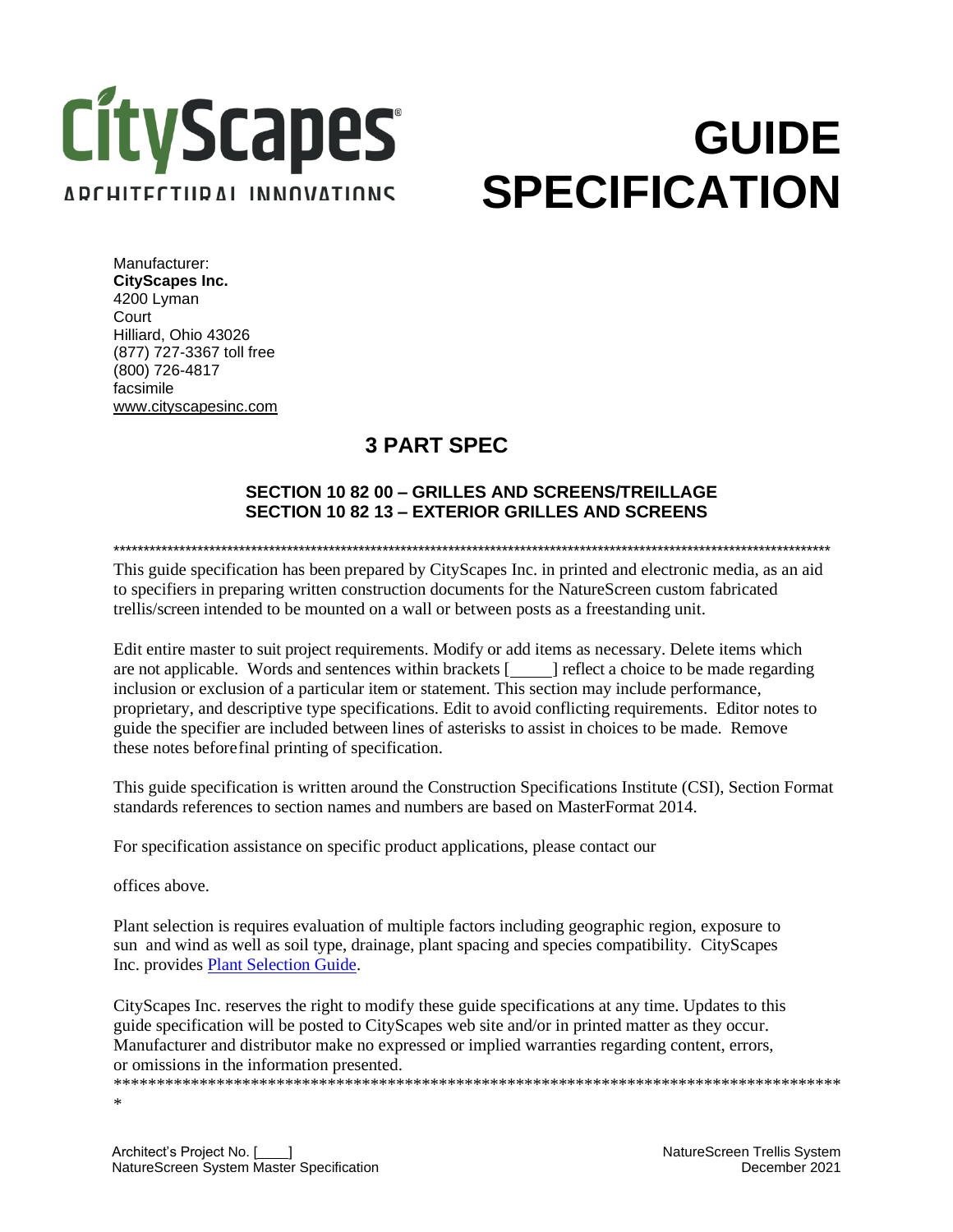CityScapes®
ARCHITECTURAL INNOVATIONS

# GUIDE SPECIFICATION

Manufacturer:
**CityScapes Inc.**
4200 Lyman Court
Hilliard, Ohio 43026
(877) 727-3367 toll free
(800) 726-4817 facsimile
www.cityscapesinc.com

## 3 PART SPEC

### SECTION 10 82 00 – GRILLES AND SCREENS/TREILLAGE
### SECTION 10 82 13 – EXTERIOR GRILLES AND SCREENS

**********************************************************************************************************************

This guide specification has been prepared by CityScapes Inc. in printed and electronic media, as an aid to specifiers in preparing written construction documents for the NatureScreen custom fabricated trellis/screen intended to be mounted on a wall or between posts as a freestanding unit.

Edit entire master to suit project requirements. Modify or add items as necessary. Delete items which are not applicable. Words and sentences within brackets [_____] reflect a choice to be made regarding inclusion or exclusion of a particular item or statement. This section may include performance, proprietary, and descriptive type specifications. Edit to avoid conflicting requirements. Editor notes to guide the specifier are included between lines of asterisks to assist in choices to be made. Remove these notes before final printing of specification.

This guide specification is written around the Construction Specifications Institute (CSI), Section Format standards references to section names and numbers are based on MasterFormat 2014.

For specification assistance on specific product applications, please contact our

offices above.

Plant selection is requires evaluation of multiple factors including geographic region, exposure to sun and wind as well as soil type, drainage, plant spacing and species compatibility. CityScapes Inc. provides Plant Selection Guide.

CityScapes Inc. reserves the right to modify these guide specifications at any time. Updates to this guide specification will be posted to CityScapes web site and/or in printed matter as they occur. Manufacturer and distributor make no expressed or implied warranties regarding content, errors, or omissions in the information presented.

***************************************************************************************
*

Architect's Project No. [____]
NatureScreen System Master Specification

NatureScreen Trellis System
December 2021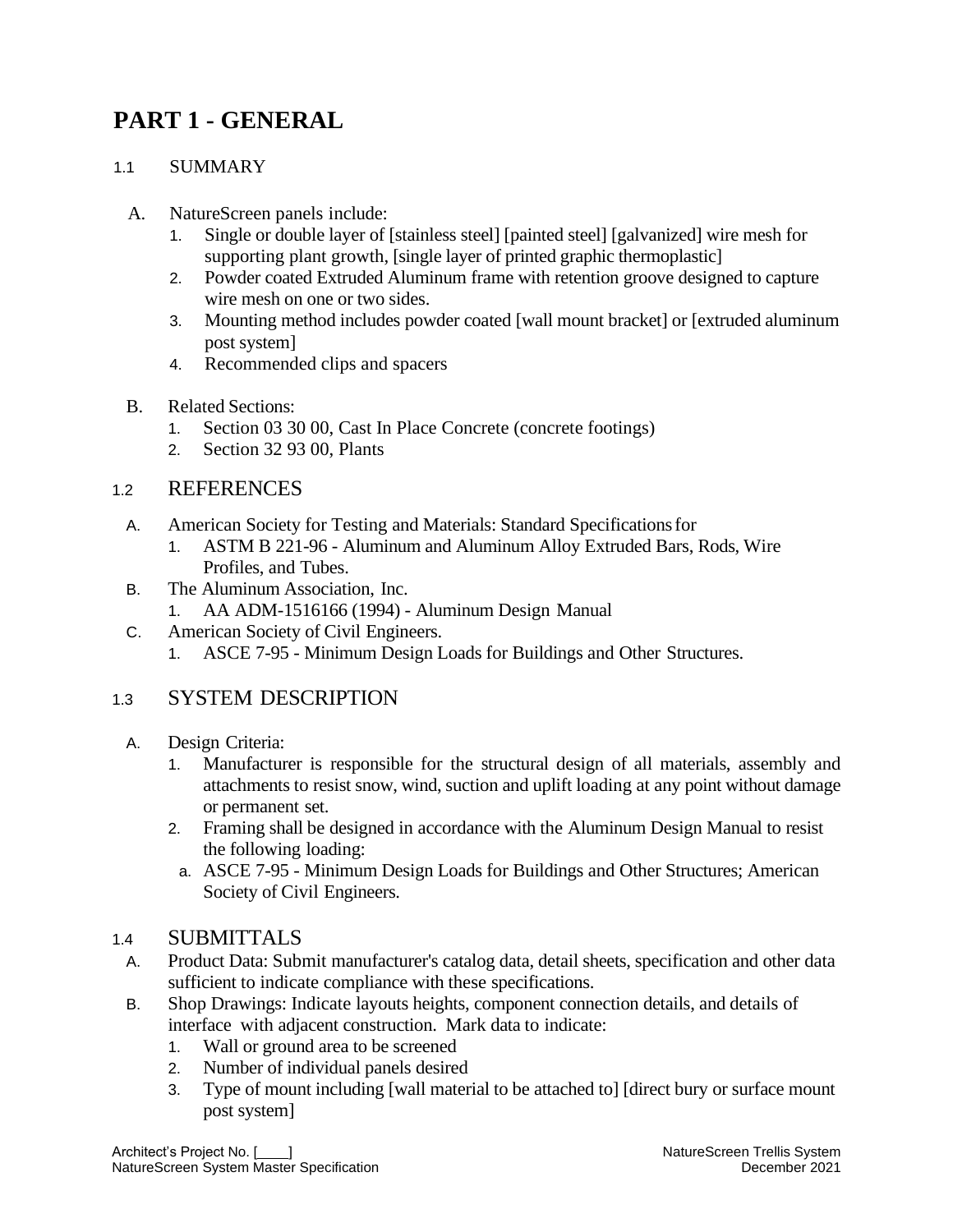# PART 1 - GENERAL

## 1.1 SUMMARY

A. NatureScreen panels include:
   1. Single or double layer of [stainless steel] [painted steel] [galvanized] wire mesh for supporting plant growth, [single layer of printed graphic thermoplastic]
   2. Powder coated Extruded Aluminum frame with retention groove designed to capture wire mesh on one or two sides.
   3. Mounting method includes powder coated [wall mount bracket] or [extruded aluminum post system]
   4. Recommended clips and spacers

B. Related Sections:
   1. Section 03 30 00, Cast In Place Concrete (concrete footings)
   2. Section 32 93 00, Plants

## 1.2 REFERENCES

A. American Society for Testing and Materials: Standard Specifications for
   1. ASTM B 221-96 - Aluminum and Aluminum Alloy Extruded Bars, Rods, Wire Profiles, and Tubes.

B. The Aluminum Association, Inc.
   1. AA ADM-1516166 (1994) - Aluminum Design Manual

C. American Society of Civil Engineers.
   1. ASCE 7-95 - Minimum Design Loads for Buildings and Other Structures.

## 1.3 SYSTEM DESCRIPTION

A. Design Criteria:
   1. Manufacturer is responsible for the structural design of all materials, assembly and attachments to resist snow, wind, suction and uplift loading at any point without damage or permanent set.
   2. Framing shall be designed in accordance with the Aluminum Design Manual to resist the following loading:
      a. ASCE 7-95 - Minimum Design Loads for Buildings and Other Structures; American Society of Civil Engineers.

## 1.4 SUBMITTALS

A. Product Data: Submit manufacturer's catalog data, detail sheets, specification and other data sufficient to indicate compliance with these specifications.

B. Shop Drawings: Indicate layouts heights, component connection details, and details of interface with adjacent construction. Mark data to indicate:
   1. Wall or ground area to be screened
   2. Number of individual panels desired
   3. Type of mount including [wall material to be attached to] [direct bury or surface mount post system]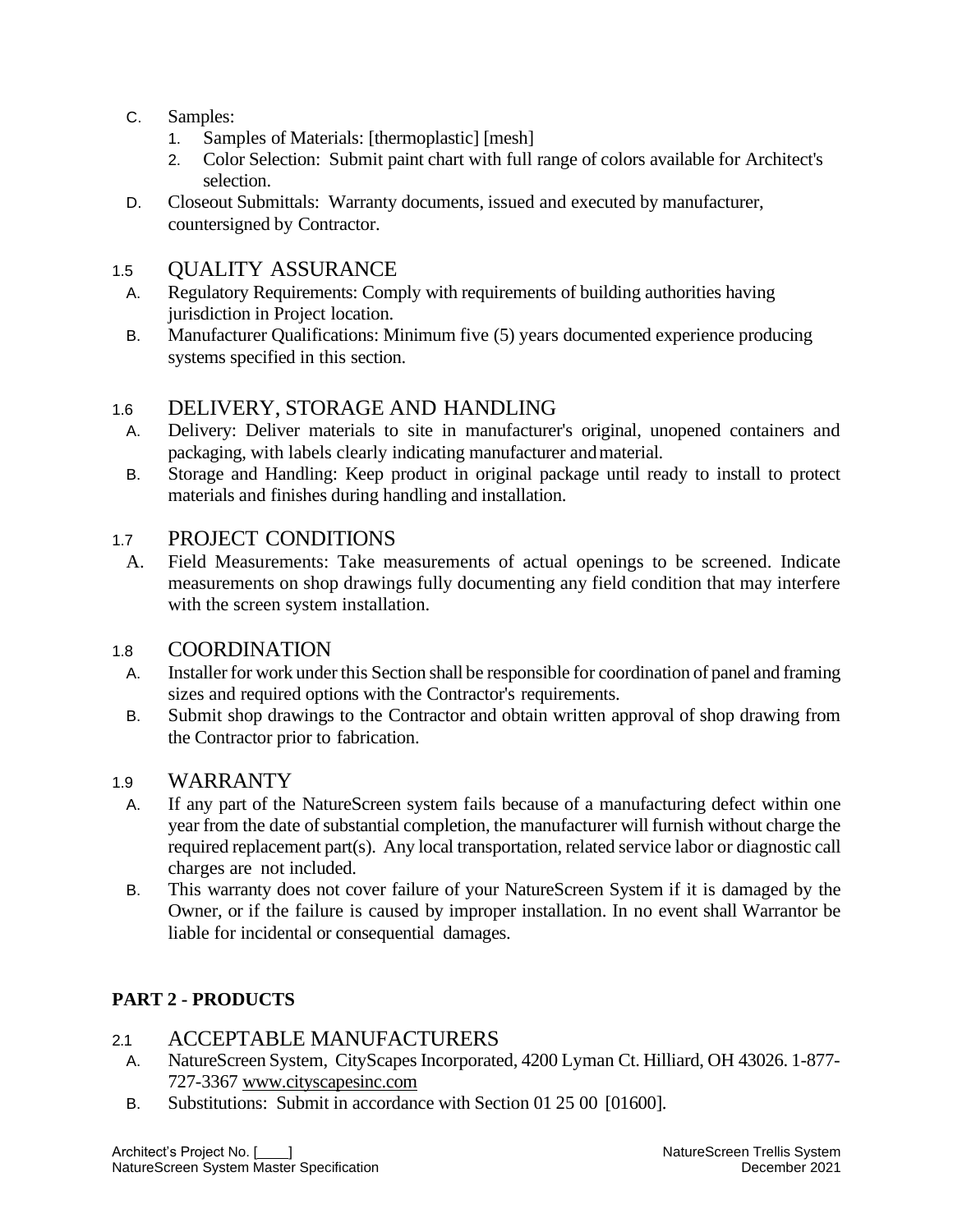C. Samples:
   1. Samples of Materials: [thermoplastic] [mesh]
   2. Color Selection: Submit paint chart with full range of colors available for Architect's selection.

D. Closeout Submittals: Warranty documents, issued and executed by manufacturer, countersigned by Contractor.

## 1.5 QUALITY ASSURANCE

A. Regulatory Requirements: Comply with requirements of building authorities having jurisdiction in Project location.

B. Manufacturer Qualifications: Minimum five (5) years documented experience producing systems specified in this section.

## 1.6 DELIVERY, STORAGE AND HANDLING

A. Delivery: Deliver materials to site in manufacturer's original, unopened containers and packaging, with labels clearly indicating manufacturer and material.

B. Storage and Handling: Keep product in original package until ready to install to protect materials and finishes during handling and installation.

## 1.7 PROJECT CONDITIONS

A. Field Measurements: Take measurements of actual openings to be screened. Indicate measurements on shop drawings fully documenting any field condition that may interfere with the screen system installation.

## 1.8 COORDINATION

A. Installer for work under this Section shall be responsible for coordination of panel and framing sizes and required options with the Contractor's requirements.

B. Submit shop drawings to the Contractor and obtain written approval of shop drawing from the Contractor prior to fabrication.

## 1.9 WARRANTY

A. If any part of the NatureScreen system fails because of a manufacturing defect within one year from the date of substantial completion, the manufacturer will furnish without charge the required replacement part(s). Any local transportation, related service labor or diagnostic call charges are not included.

B. This warranty does not cover failure of your NatureScreen System if it is damaged by the Owner, or if the failure is caused by improper installation. In no event shall Warrantor be liable for incidental or consequential damages.

# PART 2 - PRODUCTS

## 2.1 ACCEPTABLE MANUFACTURERS

A. NatureScreen System, CityScapes Incorporated, 4200 Lyman Ct. Hilliard, OH 43026. 1-877-727-3367 www.cityscapesinc.com

B. Substitutions: Submit in accordance with Section 01 25 00 [01600].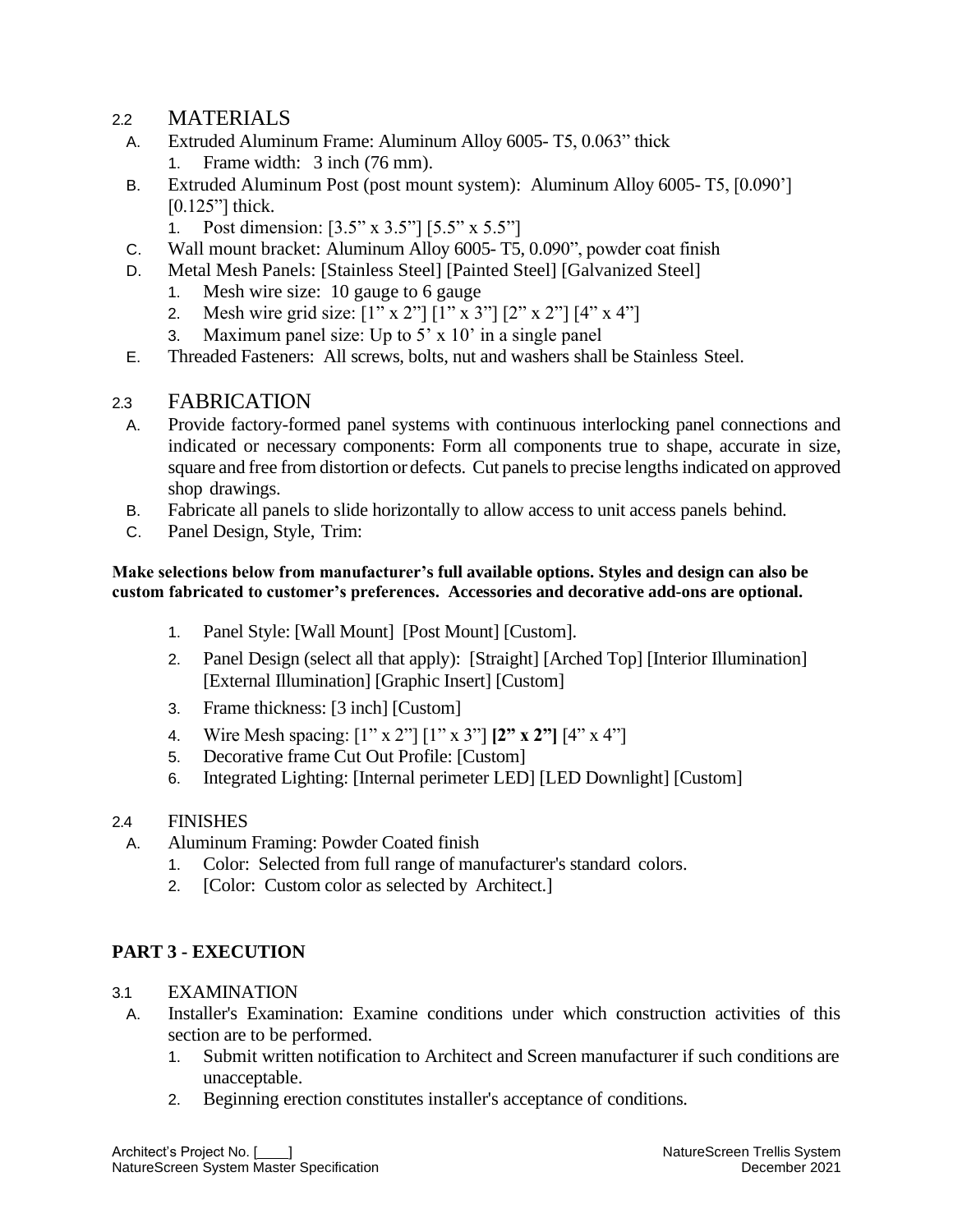## 2.2 MATERIALS

A. Extruded Aluminum Frame: Aluminum Alloy 6005- T5, 0.063" thick
   1. Frame width: 3 inch (76 mm).

B. Extruded Aluminum Post (post mount system): Aluminum Alloy 6005- T5, [0.090'] [0.125"] thick.
   1. Post dimension: [3.5" x 3.5"] [5.5" x 5.5"]

C. Wall mount bracket: Aluminum Alloy 6005- T5, 0.090", powder coat finish

D. Metal Mesh Panels: [Stainless Steel] [Painted Steel] [Galvanized Steel]
   1. Mesh wire size: 10 gauge to 6 gauge
   2. Mesh wire grid size: [1" x 2"] [1" x 3"] [2" x 2"] [4" x 4"]
   3. Maximum panel size: Up to 5' x 10' in a single panel

E. Threaded Fasteners: All screws, bolts, nut and washers shall be Stainless Steel.

## 2.3 FABRICATION

A. Provide factory-formed panel systems with continuous interlocking panel connections and indicated or necessary components: Form all components true to shape, accurate in size, square and free from distortion or defects. Cut panels to precise lengths indicated on approved shop drawings.

B. Fabricate all panels to slide horizontally to allow access to unit access panels behind.

C. Panel Design, Style, Trim:

**Make selections below from manufacturer's full available options. Styles and design can also be custom fabricated to customer's preferences. Accessories and decorative add-ons are optional.**

1. Panel Style: [Wall Mount] [Post Mount] [Custom].
2. Panel Design (select all that apply): [Straight] [Arched Top] [Interior Illumination] [External Illumination] [Graphic Insert] [Custom]
3. Frame thickness: [3 inch] [Custom]
4. Wire Mesh spacing: [1" x 2"] [1" x 3"] **[2" x 2"]** [4" x 4"]
5. Decorative frame Cut Out Profile: [Custom]
6. Integrated Lighting: [Internal perimeter LED] [LED Downlight] [Custom]

## 2.4 FINISHES

A. Aluminum Framing: Powder Coated finish
   1. Color: Selected from full range of manufacturer's standard colors.
   2. [Color: Custom color as selected by Architect.]

# PART 3 - EXECUTION

## 3.1 EXAMINATION

A. Installer's Examination: Examine conditions under which construction activities of this section are to be performed.
   1. Submit written notification to Architect and Screen manufacturer if such conditions are unacceptable.
   2. Beginning erection constitutes installer's acceptance of conditions.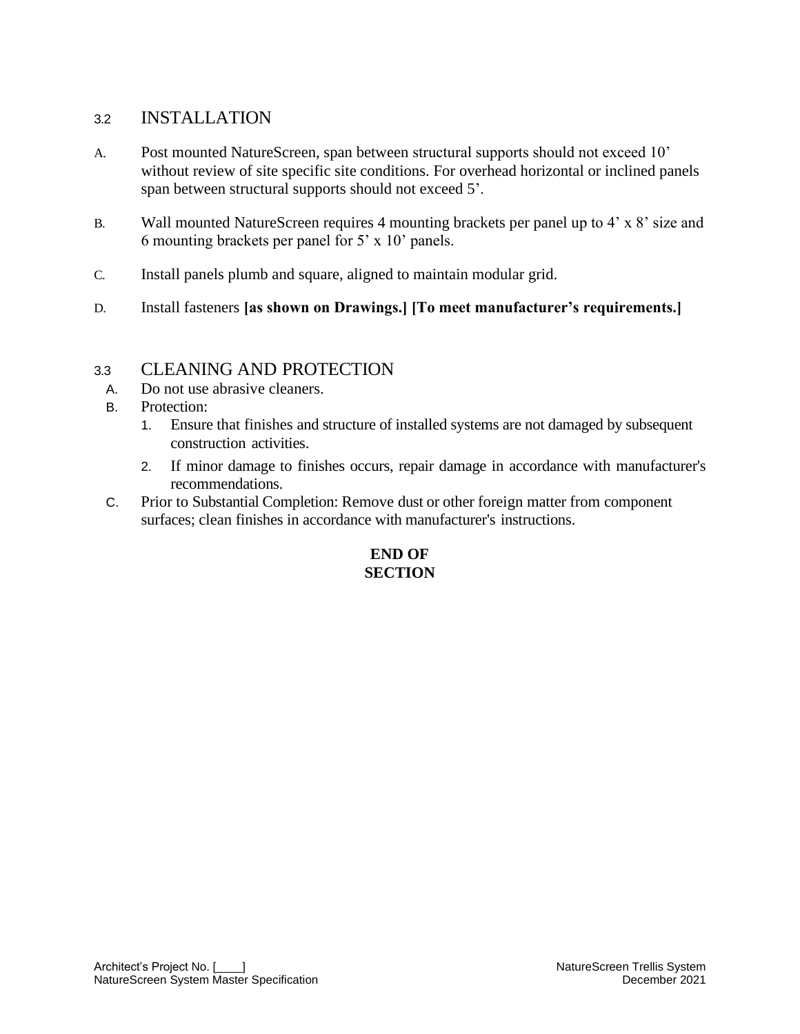## 3.2 INSTALLATION

A. Post mounted NatureScreen, span between structural supports should not exceed 10' without review of site specific site conditions. For overhead horizontal or inclined panels span between structural supports should not exceed 5'.

B. Wall mounted NatureScreen requires 4 mounting brackets per panel up to 4' x 8' size and 6 mounting brackets per panel for 5' x 10' panels.

C. Install panels plumb and square, aligned to maintain modular grid.

D. Install fasteners **[as shown on Drawings.] [To meet manufacturer's requirements.]**

## 3.3 CLEANING AND PROTECTION

A. Do not use abrasive cleaners.

B. Protection:

1. Ensure that finishes and structure of installed systems are not damaged by subsequent construction activities.
2. If minor damage to finishes occurs, repair damage in accordance with manufacturer's recommendations.

C. Prior to Substantial Completion: Remove dust or other foreign matter from component surfaces; clean finishes in accordance with manufacturer's instructions.

**END OF SECTION**